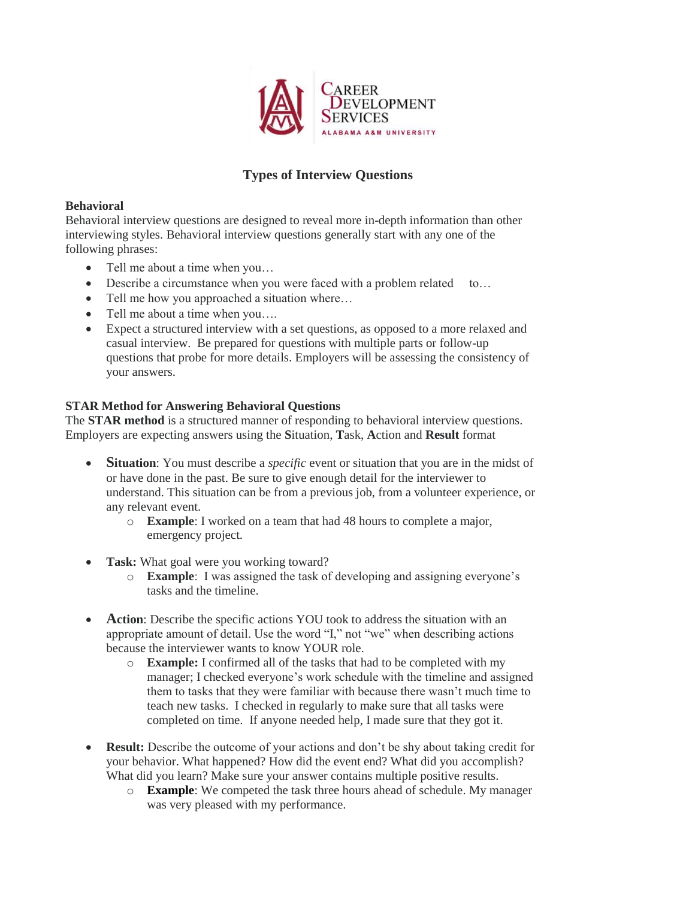Career Development Services
Alabama A&M University

# Types of Interview Questions

## Behavioral

Behavioral interview questions are designed to reveal more in-depth information than other interviewing styles. Behavioral interview questions generally start with any one of the following phrases:

- Tell me about a time when you…
- Describe a circumstance when you were faced with a problem related to…
- Tell me how you approached a situation where…
- Tell me about a time when you….
- Expect a structured interview with a set questions, as opposed to a more relaxed and casual interview. Be prepared for questions with multiple parts or follow-up questions that probe for more details. Employers will be assessing the consistency of your answers.

## STAR Method for Answering Behavioral Questions

The **STAR method** is a structured manner of responding to behavioral interview questions. Employers are expecting answers using the **S**ituation, **T**ask, **A**ction and **Result** format

- **Situation**: You must describe a *specific* event or situation that you are in the midst of or have done in the past. Be sure to give enough detail for the interviewer to understand. This situation can be from a previous job, from a volunteer experience, or any relevant event.
  - **Example**: I worked on a team that had 48 hours to complete a major, emergency project.

- **Task:** What goal were you working toward?
  - **Example**: I was assigned the task of developing and assigning everyone's tasks and the timeline.

- **Action**: Describe the specific actions YOU took to address the situation with an appropriate amount of detail. Use the word "I," not "we" when describing actions because the interviewer wants to know YOUR role.
  - **Example:** I confirmed all of the tasks that had to be completed with my manager; I checked everyone's work schedule with the timeline and assigned them to tasks that they were familiar with because there wasn't much time to teach new tasks. I checked in regularly to make sure that all tasks were completed on time. If anyone needed help, I made sure that they got it.

- **Result:** Describe the outcome of your actions and don't be shy about taking credit for your behavior. What happened? How did the event end? What did you accomplish? What did you learn? Make sure your answer contains multiple positive results.
  - **Example**: We competed the task three hours ahead of schedule. My manager was very pleased with my performance.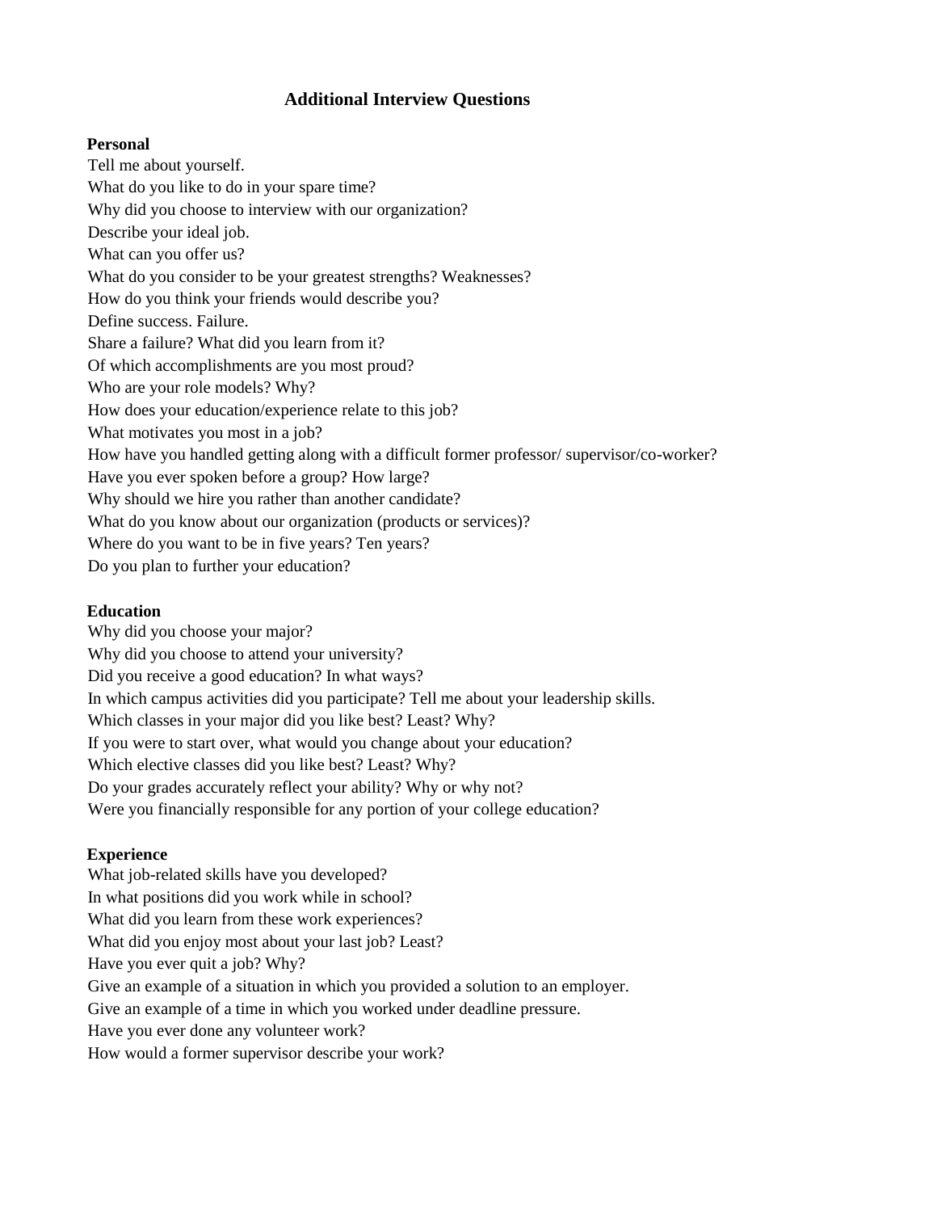# Additional Interview Questions

## Personal

Tell me about yourself.
What do you like to do in your spare time?
Why did you choose to interview with our organization?
Describe your ideal job.
What can you offer us?
What do you consider to be your greatest strengths? Weaknesses?
How do you think your friends would describe you?
Define success. Failure.
Share a failure? What did you learn from it?
Of which accomplishments are you most proud?
Who are your role models? Why?
How does your education/experience relate to this job?
What motivates you most in a job?
How have you handled getting along with a difficult former professor/ supervisor/co-worker?
Have you ever spoken before a group? How large?
Why should we hire you rather than another candidate?
What do you know about our organization (products or services)?
Where do you want to be in five years? Ten years?
Do you plan to further your education?

## Education

Why did you choose your major?
Why did you choose to attend your university?
Did you receive a good education? In what ways?
In which campus activities did you participate? Tell me about your leadership skills.
Which classes in your major did you like best? Least? Why?
If you were to start over, what would you change about your education?
Which elective classes did you like best? Least? Why?
Do your grades accurately reflect your ability? Why or why not?
Were you financially responsible for any portion of your college education?

## Experience

What job-related skills have you developed?
In what positions did you work while in school?
What did you learn from these work experiences?
What did you enjoy most about your last job? Least?
Have you ever quit a job? Why?
Give an example of a situation in which you provided a solution to an employer.
Give an example of a time in which you worked under deadline pressure.
Have you ever done any volunteer work?
How would a former supervisor describe your work?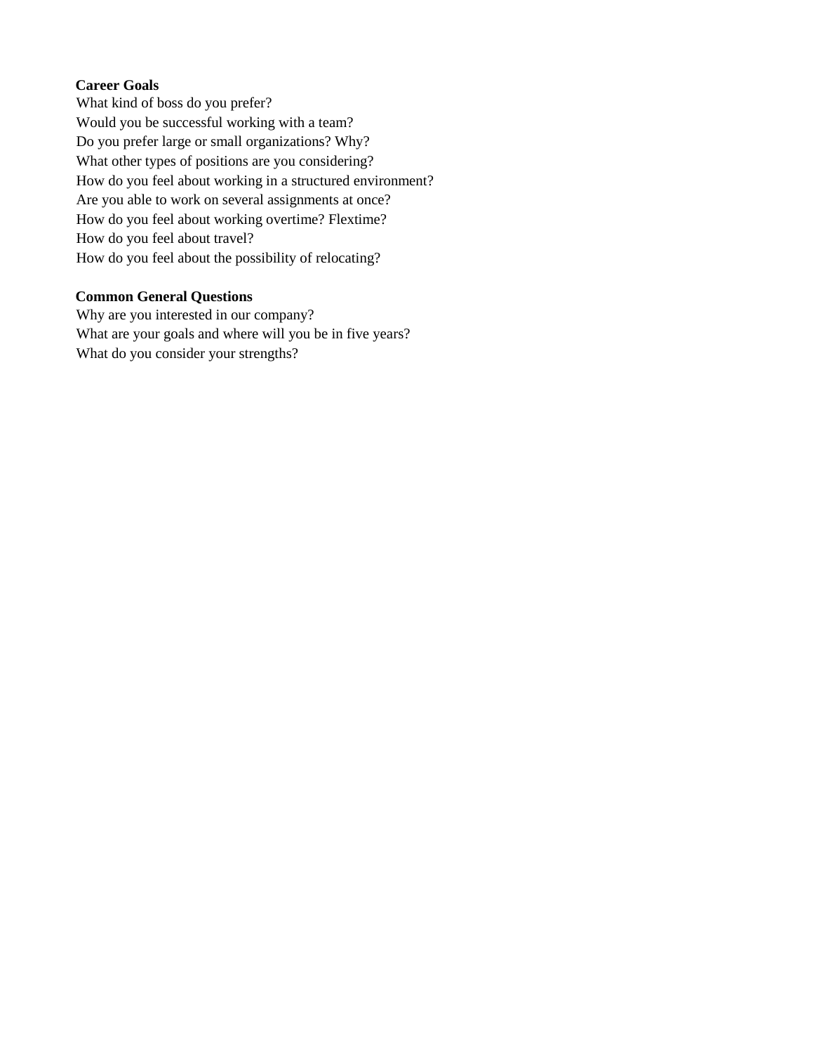**Career Goals**

What kind of boss do you prefer?
Would you be successful working with a team?
Do you prefer large or small organizations? Why?
What other types of positions are you considering?
How do you feel about working in a structured environment?
Are you able to work on several assignments at once?
How do you feel about working overtime? Flextime?
How do you feel about travel?
How do you feel about the possibility of relocating?

**Common General Questions**

Why are you interested in our company?
What are your goals and where will you be in five years?
What do you consider your strengths?